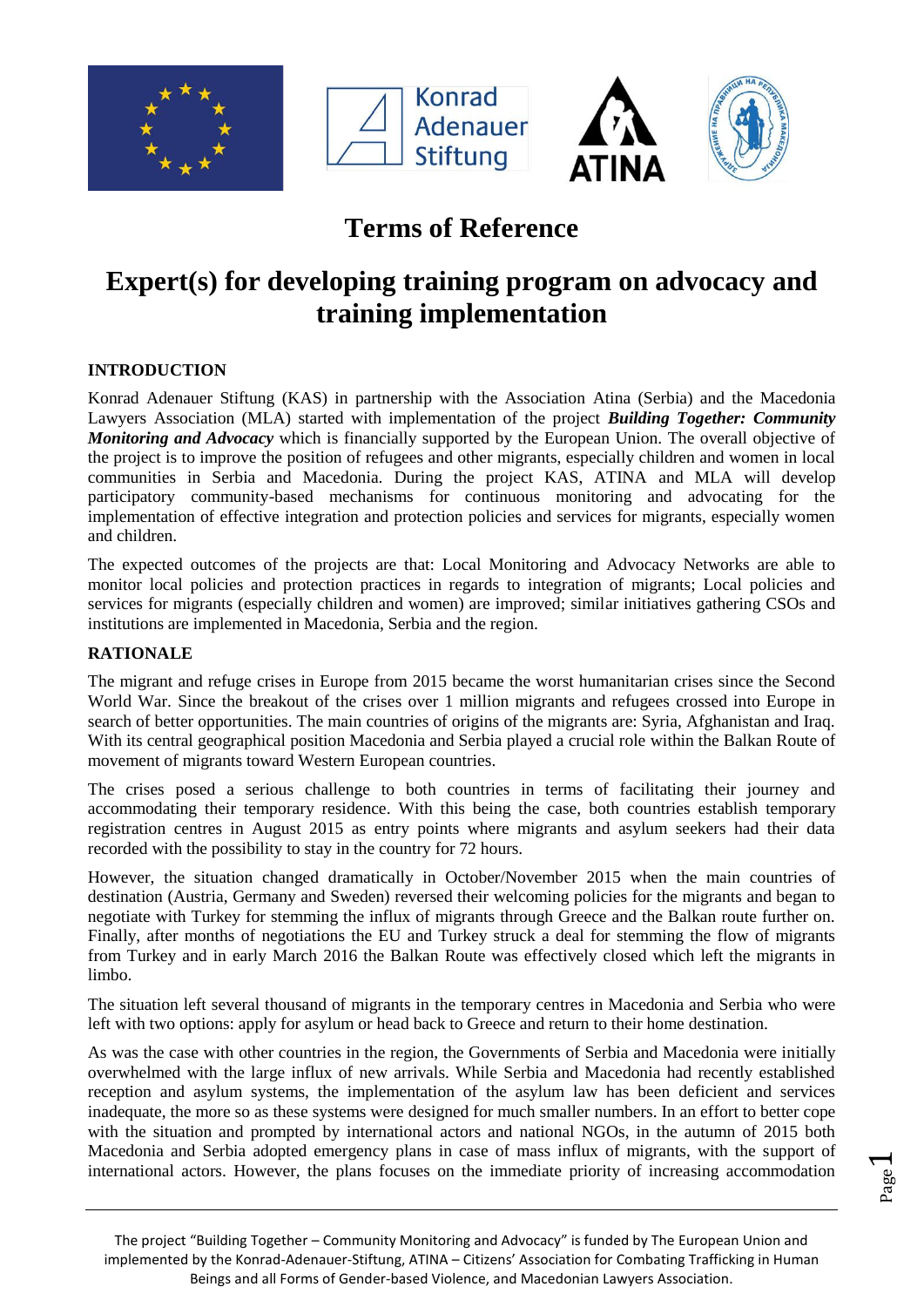# Terms of Reference

# Expert(s) for developing training program on advocacy and training implementation

## INTRODUCTION

Konrad Adenauer Stiftung (KAS) in partnership with the Association Atina (Serbia) and the Macedonia Lawyers Association (MLA) started with implementation of the project ***Building Together: Community Monitoring and Advocacy*** which is financially supported by the European Union. The overall objective of the project is to improve the position of refugees and other migrants, especially children and women in local communities in Serbia and Macedonia. During the project KAS, ATINA and MLA will develop participatory community-based mechanisms for continuous monitoring and advocating for the implementation of effective integration and protection policies and services for migrants, especially women and children.

The expected outcomes of the projects are that: Local Monitoring and Advocacy Networks are able to monitor local policies and protection practices in regards to integration of migrants; Local policies and services for migrants (especially children and women) are improved; similar initiatives gathering CSOs and institutions are implemented in Macedonia, Serbia and the region.

## RATIONALE

The migrant and refuge crises in Europe from 2015 became the worst humanitarian crises since the Second World War. Since the breakout of the crises over 1 million migrants and refugees crossed into Europe in search of better opportunities. The main countries of origins of the migrants are: Syria, Afghanistan and Iraq. With its central geographical position Macedonia and Serbia played a crucial role within the Balkan Route of movement of migrants toward Western European countries.

The crises posed a serious challenge to both countries in terms of facilitating their journey and accommodating their temporary residence. With this being the case, both countries establish temporary registration centres in August 2015 as entry points where migrants and asylum seekers had their data recorded with the possibility to stay in the country for 72 hours.

However, the situation changed dramatically in October/November 2015 when the main countries of destination (Austria, Germany and Sweden) reversed their welcoming policies for the migrants and began to negotiate with Turkey for stemming the influx of migrants through Greece and the Balkan route further on. Finally, after months of negotiations the EU and Turkey struck a deal for stemming the flow of migrants from Turkey and in early March 2016 the Balkan Route was effectively closed which left the migrants in limbo.

The situation left several thousand of migrants in the temporary centres in Macedonia and Serbia who were left with two options: apply for asylum or head back to Greece and return to their home destination.

As was the case with other countries in the region, the Governments of Serbia and Macedonia were initially overwhelmed with the large influx of new arrivals. While Serbia and Macedonia had recently established reception and asylum systems, the implementation of the asylum law has been deficient and services inadequate, the more so as these systems were designed for much smaller numbers. In an effort to better cope with the situation and prompted by international actors and national NGOs, in the autumn of 2015 both Macedonia and Serbia adopted emergency plans in case of mass influx of migrants, with the support of international actors. However, the plans focuses on the immediate priority of increasing accommodation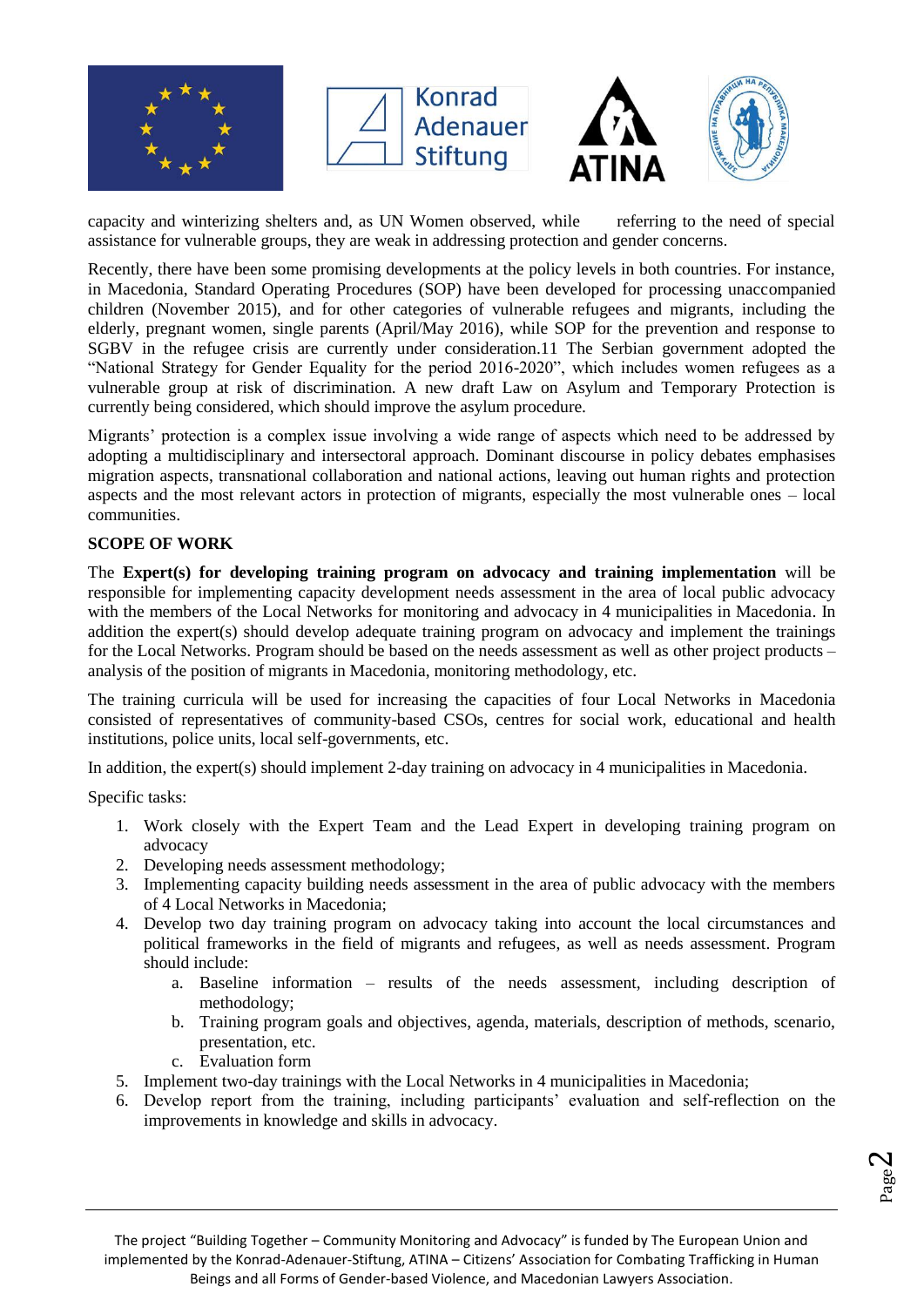capacity and winterizing shelters and, as UN Women observed, while referring to the need of special assistance for vulnerable groups, they are weak in addressing protection and gender concerns.

Recently, there have been some promising developments at the policy levels in both countries. For instance, in Macedonia, Standard Operating Procedures (SOP) have been developed for processing unaccompanied children (November 2015), and for other categories of vulnerable refugees and migrants, including the elderly, pregnant women, single parents (April/May 2016), while SOP for the prevention and response to SGBV in the refugee crisis are currently under consideration.11 The Serbian government adopted the "National Strategy for Gender Equality for the period 2016-2020", which includes women refugees as a vulnerable group at risk of discrimination. A new draft Law on Asylum and Temporary Protection is currently being considered, which should improve the asylum procedure.

Migrants' protection is a complex issue involving a wide range of aspects which need to be addressed by adopting a multidisciplinary and intersectoral approach. Dominant discourse in policy debates emphasises migration aspects, transnational collaboration and national actions, leaving out human rights and protection aspects and the most relevant actors in protection of migrants, especially the most vulnerable ones – local communities.

**SCOPE OF WORK**

The **Expert(s) for developing training program on advocacy and training implementation** will be responsible for implementing capacity development needs assessment in the area of local public advocacy with the members of the Local Networks for monitoring and advocacy in 4 municipalities in Macedonia. In addition the expert(s) should develop adequate training program on advocacy and implement the trainings for the Local Networks. Program should be based on the needs assessment as well as other project products – analysis of the position of migrants in Macedonia, monitoring methodology, etc.

The training curricula will be used for increasing the capacities of four Local Networks in Macedonia consisted of representatives of community-based CSOs, centres for social work, educational and health institutions, police units, local self-governments, etc.

In addition, the expert(s) should implement 2-day training on advocacy in 4 municipalities in Macedonia.

Specific tasks:

1. Work closely with the Expert Team and the Lead Expert in developing training program on advocacy
2. Developing needs assessment methodology;
3. Implementing capacity building needs assessment in the area of public advocacy with the members of 4 Local Networks in Macedonia;
4. Develop two day training program on advocacy taking into account the local circumstances and political frameworks in the field of migrants and refugees, as well as needs assessment. Program should include:
    a. Baseline information – results of the needs assessment, including description of methodology;
    b. Training program goals and objectives, agenda, materials, description of methods, scenario, presentation, etc.
    c. Evaluation form
5. Implement two-day trainings with the Local Networks in 4 municipalities in Macedonia;
6. Develop report from the training, including participants' evaluation and self-reflection on the improvements in knowledge and skills in advocacy.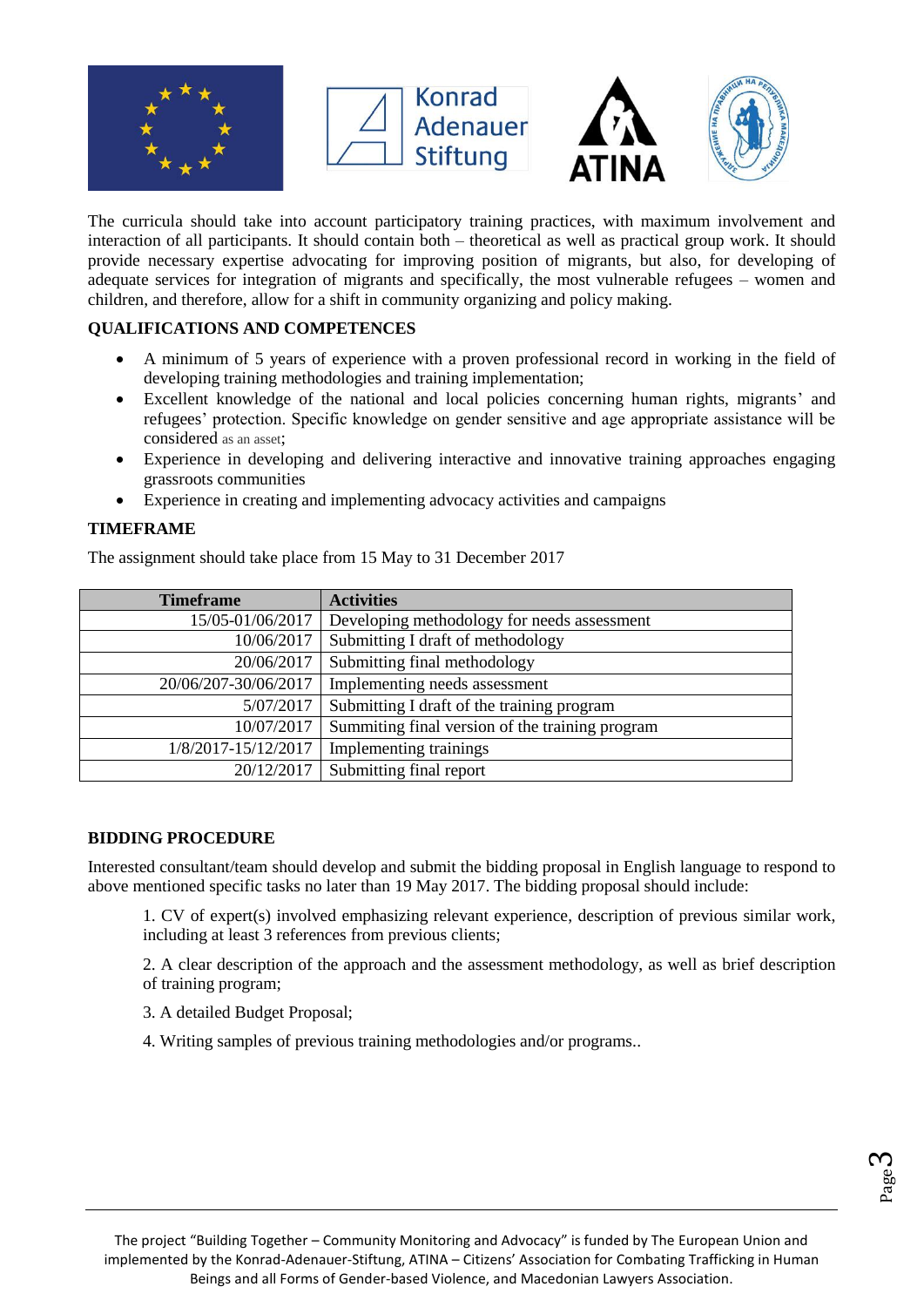The curricula should take into account participatory training practices, with maximum involvement and interaction of all participants. It should contain both – theoretical as well as practical group work. It should provide necessary expertise advocating for improving position of migrants, but also, for developing of adequate services for integration of migrants and specifically, the most vulnerable refugees – women and children, and therefore, allow for a shift in community organizing and policy making.

**QUALIFICATIONS AND COMPETENCES**

- A minimum of 5 years of experience with a proven professional record in working in the field of developing training methodologies and training implementation;
- Excellent knowledge of the national and local policies concerning human rights, migrants' and refugees' protection. Specific knowledge on gender sensitive and age appropriate assistance will be considered as an asset;
- Experience in developing and delivering interactive and innovative training approaches engaging grassroots communities
- Experience in creating and implementing advocacy activities and campaigns

**TIMEFRAME**

The assignment should take place from 15 May to 31 December 2017

| Timeframe | Activities |
|---|---|
| 15/05-01/06/2017 | Developing methodology for needs assessment |
| 10/06/2017 | Submitting I draft of methodology |
| 20/06/2017 | Submitting final methodology |
| 20/06/207-30/06/2017 | Implementing needs assessment |
| 5/07/2017 | Submitting I draft of the training program |
| 10/07/2017 | Summiting final version of the training program |
| 1/8/2017-15/12/2017 | Implementing trainings |
| 20/12/2017 | Submitting final report |

**BIDDING PROCEDURE**

Interested consultant/team should develop and submit the bidding proposal in English language to respond to above mentioned specific tasks no later than 19 May 2017. The bidding proposal should include:

1. CV of expert(s) involved emphasizing relevant experience, description of previous similar work, including at least 3 references from previous clients;

2. A clear description of the approach and the assessment methodology, as well as brief description of training program;

3. A detailed Budget Proposal;

4. Writing samples of previous training methodologies and/or programs..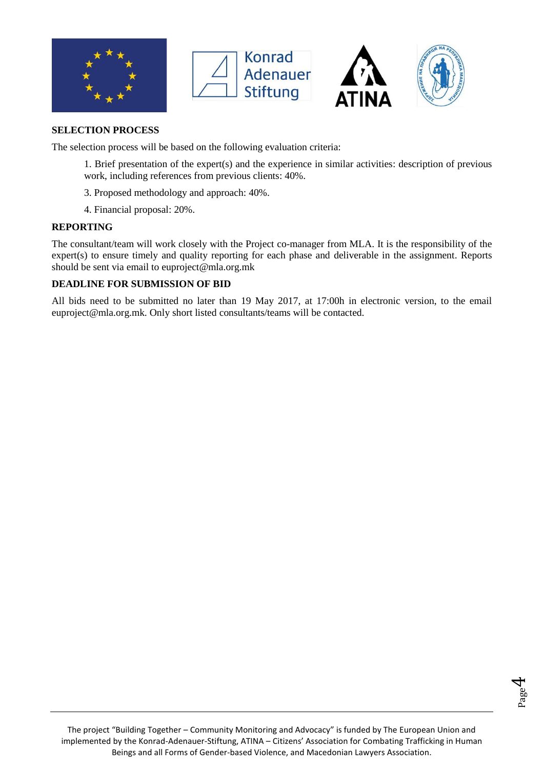**SELECTION PROCESS**

The selection process will be based on the following evaluation criteria:

1. Brief presentation of the expert(s) and the experience in similar activities: description of previous work, including references from previous clients: 40%.

3. Proposed methodology and approach: 40%.

4. Financial proposal: 20%.

**REPORTING**

The consultant/team will work closely with the Project co-manager from MLA. It is the responsibility of the expert(s) to ensure timely and quality reporting for each phase and deliverable in the assignment. Reports should be sent via email to euproject@mla.org.mk

**DEADLINE FOR SUBMISSION OF BID**

All bids need to be submitted no later than 19 May 2017, at 17:00h in electronic version, to the email euproject@mla.org.mk. Only short listed consultants/teams will be contacted.